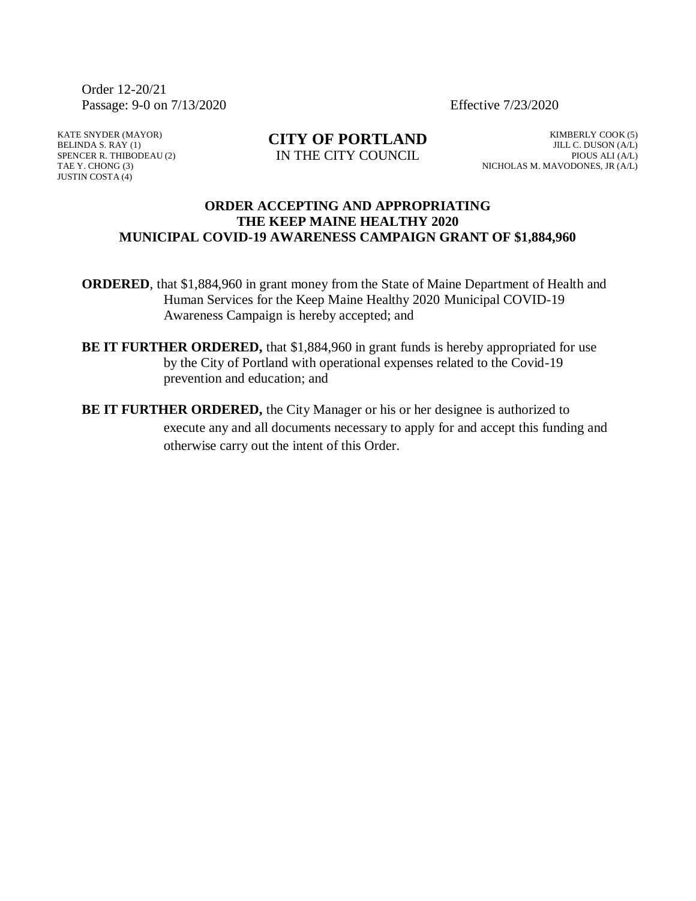Order 12-20/21
Passage: 9-0 on 7/13/2020 Effective 7/23/2020

KATE SNYDER (MAYOR)
BELINDA S. RAY (1)
SPENCER R. THIBODEAU (2)
TAE Y. CHONG (3)
JUSTIN COSTA (4)

**CITY OF PORTLAND**
IN THE CITY COUNCIL

KIMBERLY COOK (5)
JILL C. DUSON (A/L)
PIOUS ALI (A/L)
NICHOLAS M. MAVODONES, JR (A/L)

**ORDER ACCEPTING AND APPROPRIATING
THE KEEP MAINE HEALTHY 2020
MUNICIPAL COVID-19 AWARENESS CAMPAIGN GRANT OF $1,884,960**

**ORDERED**, that $1,884,960 in grant money from the State of Maine Department of Health and Human Services for the Keep Maine Healthy 2020 Municipal COVID-19 Awareness Campaign is hereby accepted; and

**BE IT FURTHER ORDERED,** that $1,884,960 in grant funds is hereby appropriated for use by the City of Portland with operational expenses related to the Covid-19 prevention and education; and

**BE IT FURTHER ORDERED,** the City Manager or his or her designee is authorized to execute any and all documents necessary to apply for and accept this funding and otherwise carry out the intent of this Order.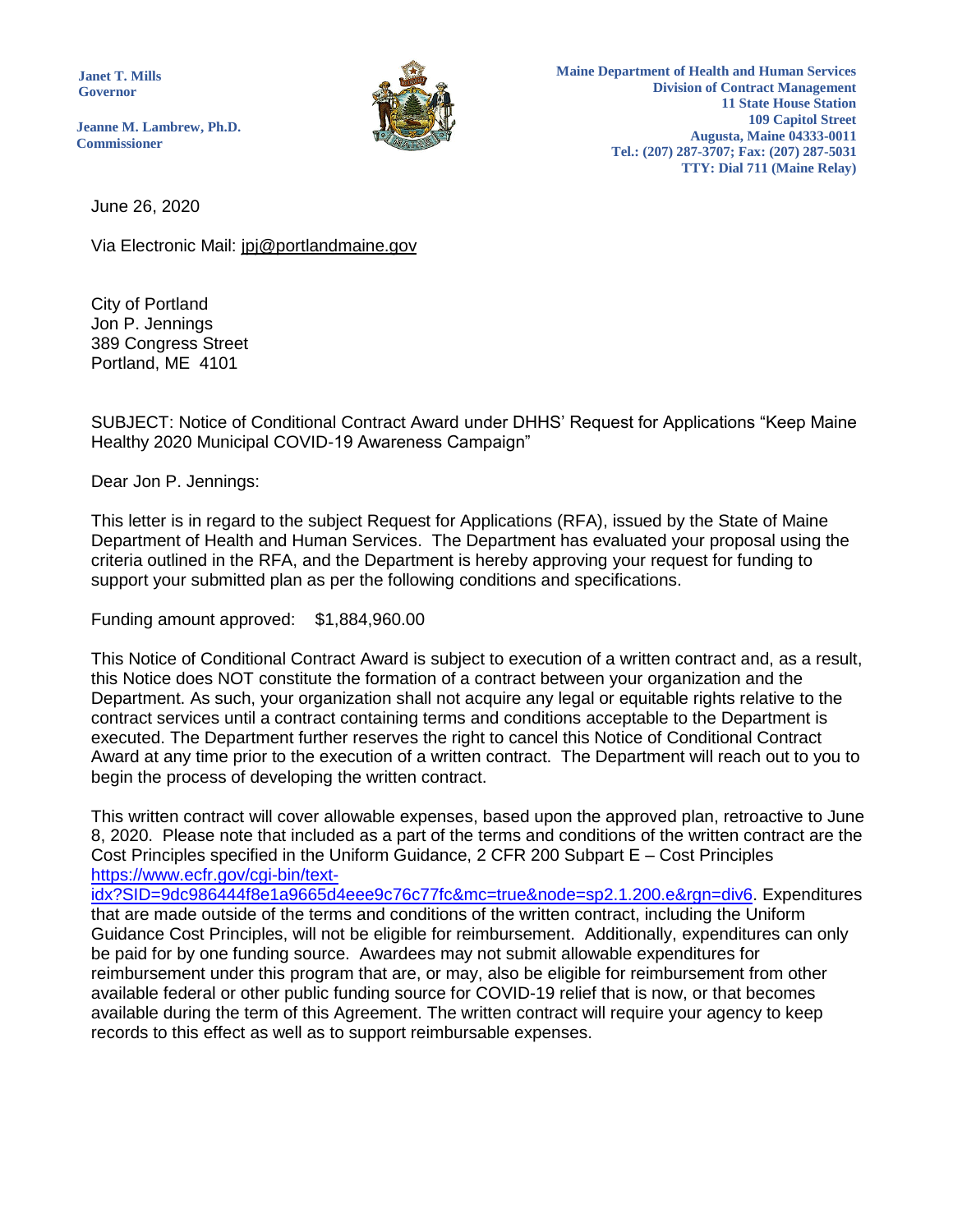Janet T. Mills
Governor

Jeanne M. Lambrew, Ph.D.
Commissioner

**Maine Department of Health and Human Services**
**Division of Contract Management**
**11 State House Station**
**109 Capitol Street**
**Augusta, Maine 04333-0011**
**Tel.: (207) 287-3707; Fax: (207) 287-5031**
**TTY: Dial 711 (Maine Relay)**

June 26, 2020

Via Electronic Mail: jpj@portlandmaine.gov

City of Portland
Jon P. Jennings
389 Congress Street
Portland, ME 4101

SUBJECT: Notice of Conditional Contract Award under DHHS' Request for Applications "Keep Maine Healthy 2020 Municipal COVID-19 Awareness Campaign"

Dear Jon P. Jennings:

This letter is in regard to the subject Request for Applications (RFA), issued by the State of Maine Department of Health and Human Services. The Department has evaluated your proposal using the criteria outlined in the RFA, and the Department is hereby approving your request for funding to support your submitted plan as per the following conditions and specifications.

Funding amount approved: $1,884,960.00

This Notice of Conditional Contract Award is subject to execution of a written contract and, as a result, this Notice does NOT constitute the formation of a contract between your organization and the Department. As such, your organization shall not acquire any legal or equitable rights relative to the contract services until a contract containing terms and conditions acceptable to the Department is executed. The Department further reserves the right to cancel this Notice of Conditional Contract Award at any time prior to the execution of a written contract. The Department will reach out to you to begin the process of developing the written contract.

This written contract will cover allowable expenses, based upon the approved plan, retroactive to June 8, 2020. Please note that included as a part of the terms and conditions of the written contract are the Cost Principles specified in the Uniform Guidance, 2 CFR 200 Subpart E – Cost Principles https://www.ecfr.gov/cgi-bin/text-idx?SID=9dc986444f8e1a9665d4eee9c76c77fc&mc=true&node=sp2.1.200.e&rgn=div6. Expenditures that are made outside of the terms and conditions of the written contract, including the Uniform Guidance Cost Principles, will not be eligible for reimbursement. Additionally, expenditures can only be paid for by one funding source. Awardees may not submit allowable expenditures for reimbursement under this program that are, or may, also be eligible for reimbursement from other available federal or other public funding source for COVID-19 relief that is now, or that becomes available during the term of this Agreement. The written contract will require your agency to keep records to this effect as well as to support reimbursable expenses.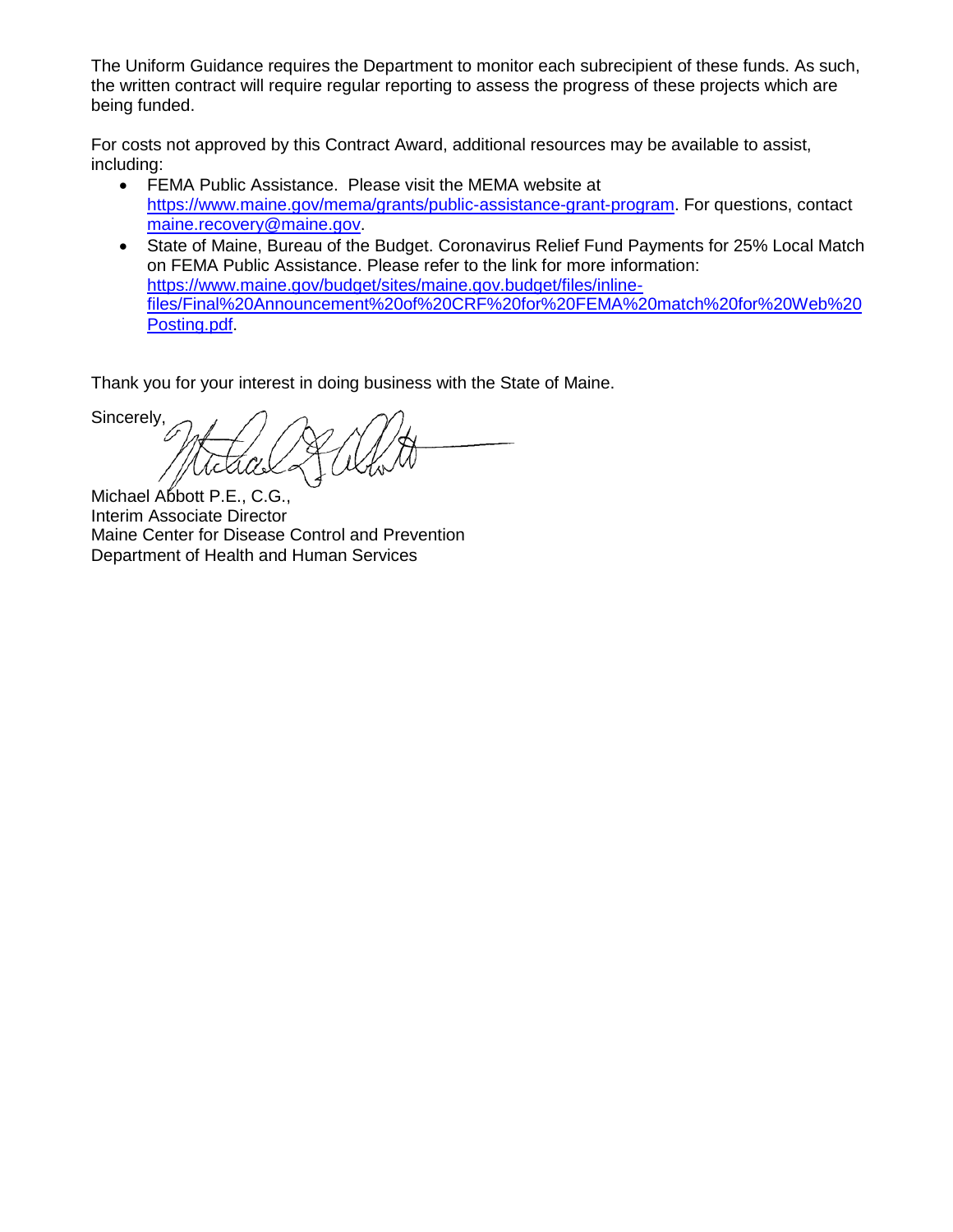The Uniform Guidance requires the Department to monitor each subrecipient of these funds. As such, the written contract will require regular reporting to assess the progress of these projects which are being funded.

For costs not approved by this Contract Award, additional resources may be available to assist, including:

- FEMA Public Assistance. Please visit the MEMA website at https://www.maine.gov/mema/grants/public-assistance-grant-program. For questions, contact maine.recovery@maine.gov.
- State of Maine, Bureau of the Budget. Coronavirus Relief Fund Payments for 25% Local Match on FEMA Public Assistance. Please refer to the link for more information: https://www.maine.gov/budget/sites/maine.gov.budget/files/inline-files/Final%20Announcement%20of%20CRF%20for%20FEMA%20match%20for%20Web%20Posting.pdf.

Thank you for your interest in doing business with the State of Maine.

Sincerely,

Michael Abbott P.E., C.G.,
Interim Associate Director
Maine Center for Disease Control and Prevention
Department of Health and Human Services